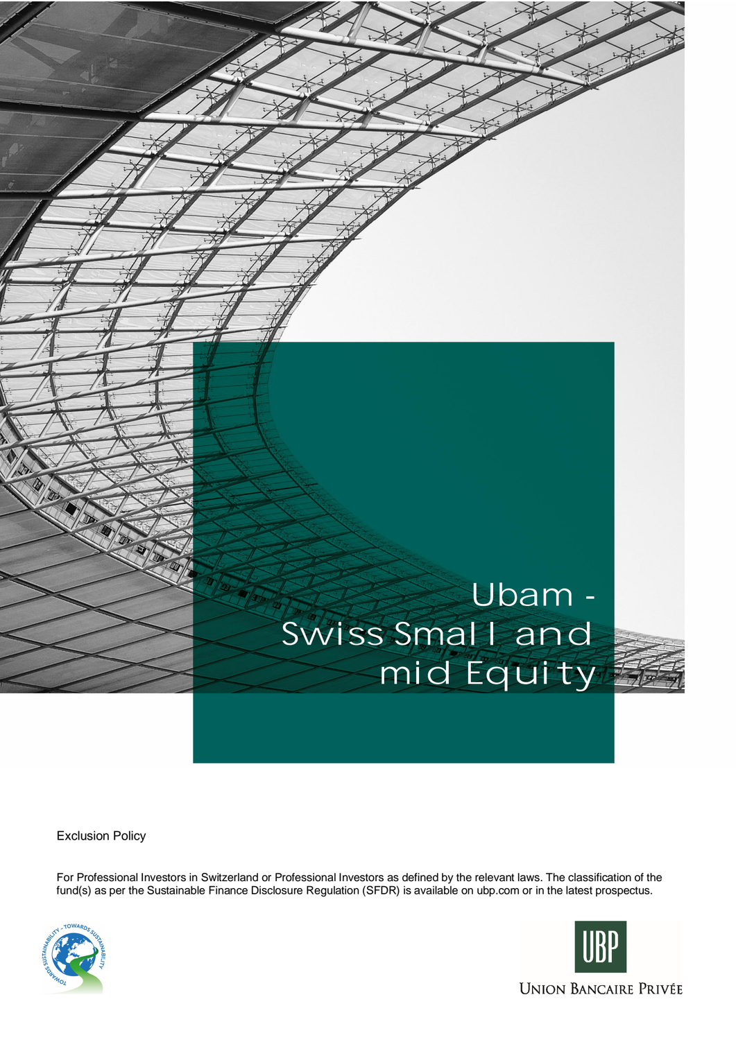# Ubam - Swiss Small and mid Equity

Exclusion Policy

For Professional Investors in Switzerland or Professional Investors as defined by the relevant laws. The classification of the fund(s) as per the Sustainable Finance Disclosure Regulation (SFDR) is available on ubp.com or in the latest prospectus.

UBP

Union Bancaire Privée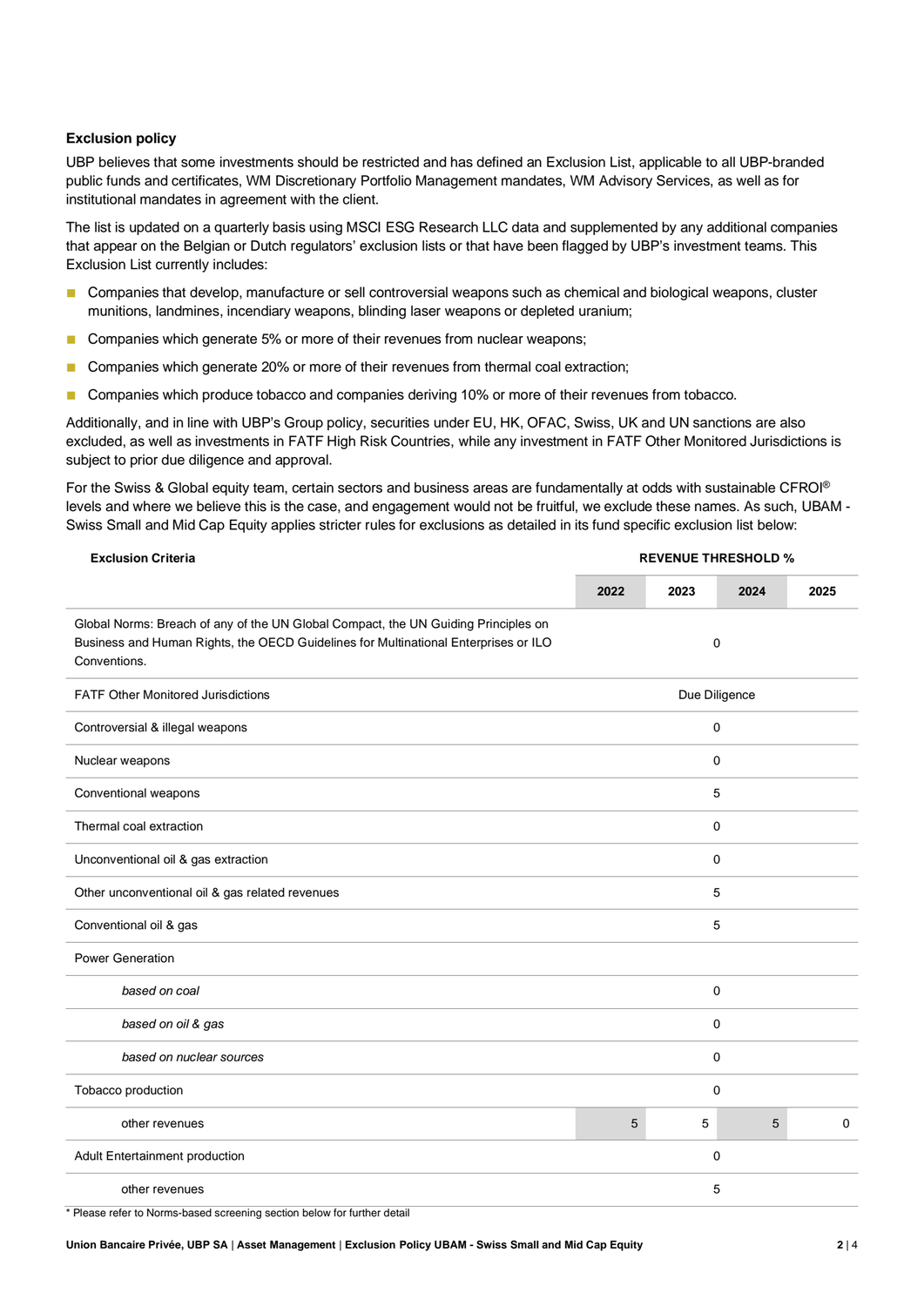**Exclusion policy**

UBP believes that some investments should be restricted and has defined an Exclusion List, applicable to all UBP-branded public funds and certificates, WM Discretionary Portfolio Management mandates, WM Advisory Services, as well as for institutional mandates in agreement with the client.

The list is updated on a quarterly basis using MSCI ESG Research LLC data and supplemented by any additional companies that appear on the Belgian or Dutch regulators' exclusion lists or that have been flagged by UBP's investment teams. This Exclusion List currently includes:

- Companies that develop, manufacture or sell controversial weapons such as chemical and biological weapons, cluster munitions, landmines, incendiary weapons, blinding laser weapons or depleted uranium;
- Companies which generate 5% or more of their revenues from nuclear weapons;
- Companies which generate 20% or more of their revenues from thermal coal extraction;
- Companies which produce tobacco and companies deriving 10% or more of their revenues from tobacco.

Additionally, and in line with UBP's Group policy, securities under EU, HK, OFAC, Swiss, UK and UN sanctions are also excluded, as well as investments in FATF High Risk Countries, while any investment in FATF Other Monitored Jurisdictions is subject to prior due diligence and approval.

For the Swiss & Global equity team, certain sectors and business areas are fundamentally at odds with sustainable CFROI® levels and where we believe this is the case, and engagement would not be fruitful, we exclude these names. As such, UBAM - Swiss Small and Mid Cap Equity applies stricter rules for exclusions as detailed in its fund specific exclusion list below:

| Exclusion Criteria | REVENUE THRESHOLD % | | | |
|---|---|---|---|---|
| | 2022 | 2023 | 2024 | 2025 |
| Global Norms: Breach of any of the UN Global Compact, the UN Guiding Principles on Business and Human Rights, the OECD Guidelines for Multinational Enterprises or ILO Conventions. | 0 | | | |
| FATF Other Monitored Jurisdictions | Due Diligence | | | |
| Controversial & illegal weapons | 0 | | | |
| Nuclear weapons | 0 | | | |
| Conventional weapons | 5 | | | |
| Thermal coal extraction | 0 | | | |
| Unconventional oil & gas extraction | 0 | | | |
| Other unconventional oil & gas related revenues | 5 | | | |
| Conventional oil & gas | 5 | | | |
| Power Generation | | | | |
| *based on coal* | 0 | | | |
| *based on oil & gas* | 0 | | | |
| *based on nuclear sources* | 0 | | | |
| Tobacco production | 0 | | | |
| other revenues | 5 | 5 | 5 | 0 |
| Adult Entertainment production | 0 | | | |
| other revenues | 5 | | | |

\* Please refer to Norms-based screening section below for further detail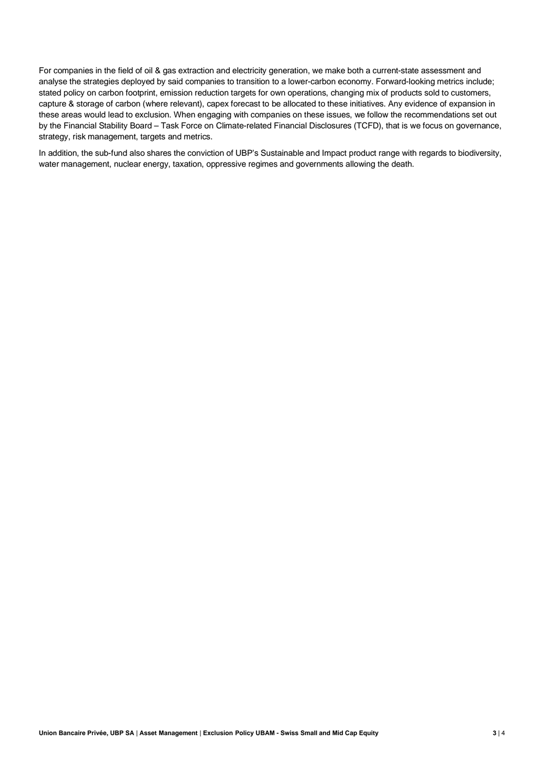For companies in the field of oil & gas extraction and electricity generation, we make both a current-state assessment and analyse the strategies deployed by said companies to transition to a lower-carbon economy. Forward-looking metrics include; stated policy on carbon footprint, emission reduction targets for own operations, changing mix of products sold to customers, capture & storage of carbon (where relevant), capex forecast to be allocated to these initiatives. Any evidence of expansion in these areas would lead to exclusion. When engaging with companies on these issues, we follow the recommendations set out by the Financial Stability Board – Task Force on Climate-related Financial Disclosures (TCFD), that is we focus on governance, strategy, risk management, targets and metrics.

In addition, the sub-fund also shares the conviction of UBP's Sustainable and Impact product range with regards to biodiversity, water management, nuclear energy, taxation, oppressive regimes and governments allowing the death.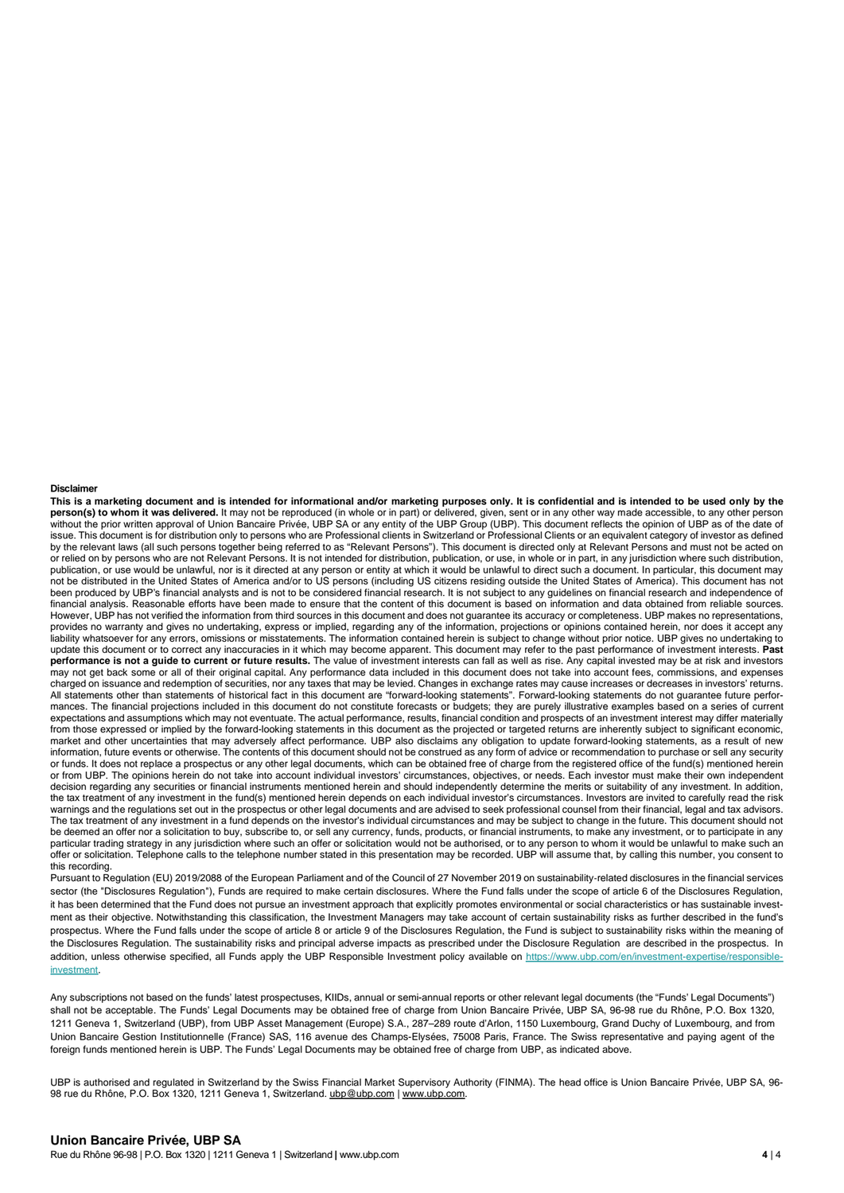**Disclaimer**

**This is a marketing document and is intended for informational and/or marketing purposes only. It is confidential and is intended to be used only by the person(s) to whom it was delivered.** It may not be reproduced (in whole or in part) or delivered, given, sent or in any other way made accessible, to any other person without the prior written approval of Union Bancaire Privée, UBP SA or any entity of the UBP Group (UBP). This document reflects the opinion of UBP as of the date of issue. This document is for distribution only to persons who are Professional clients in Switzerland or Professional Clients or an equivalent category of investor as defined by the relevant laws (all such persons together being referred to as "Relevant Persons"). This document is directed only at Relevant Persons and must not be acted on or relied on by persons who are not Relevant Persons. It is not intended for distribution, publication, or use, in whole or in part, in any jurisdiction where such distribution, publication, or use would be unlawful, nor is it directed at any person or entity at which it would be unlawful to direct such a document. In particular, this document may not be distributed in the United States of America and/or to US persons (including US citizens residing outside the United States of America). This document has not been produced by UBP's financial analysts and is not to be considered financial research. It is not subject to any guidelines on financial research and independence of financial analysis. Reasonable efforts have been made to ensure that the content of this document is based on information and data obtained from reliable sources. However, UBP has not verified the information from third sources in this document and does not guarantee its accuracy or completeness. UBP makes no representations, provides no warranty and gives no undertaking, express or implied, regarding any of the information, projections or opinions contained herein, nor does it accept any liability whatsoever for any errors, omissions or misstatements. The information contained herein is subject to change without prior notice. UBP gives no undertaking to update this document or to correct any inaccuracies in it which may become apparent. This document may refer to the past performance of investment interests. **Past performance is not a guide to current or future results.** The value of investment interests can fall as well as rise. Any capital invested may be at risk and investors may not get back some or all of their original capital. Any performance data included in this document does not take into account fees, commissions, and expenses charged on issuance and redemption of securities, nor any taxes that may be levied. Changes in exchange rates may cause increases or decreases in investors' returns. All statements other than statements of historical fact in this document are "forward-looking statements". Forward-looking statements do not guarantee future performances. The financial projections included in this document do not constitute forecasts or budgets; they are purely illustrative examples based on a series of current expectations and assumptions which may not eventuate. The actual performance, results, financial condition and prospects of an investment interest may differ materially from those expressed or implied by the forward-looking statements in this document as the projected or targeted returns are inherently subject to significant economic, market and other uncertainties that may adversely affect performance. UBP also disclaims any obligation to update forward-looking statements, as a result of new information, future events or otherwise. The contents of this document should not be construed as any form of advice or recommendation to purchase or sell any security or funds. It does not replace a prospectus or any other legal documents, which can be obtained free of charge from the registered office of the fund(s) mentioned herein or from UBP. The opinions herein do not take into account individual investors' circumstances, objectives, or needs. Each investor must make their own independent decision regarding any securities or financial instruments mentioned herein and should independently determine the merits or suitability of any investment. In addition, the tax treatment of any investment in the fund(s) mentioned herein depends on each individual investor's circumstances. Investors are invited to carefully read the risk warnings and the regulations set out in the prospectus or other legal documents and are advised to seek professional counsel from their financial, legal and tax advisors. The tax treatment of any investment in a fund depends on the investor's individual circumstances and may be subject to change in the future. This document should not be deemed an offer nor a solicitation to buy, subscribe to, or sell any currency, funds, products, or financial instruments, to make any investment, or to participate in any particular trading strategy in any jurisdiction where such an offer or solicitation would not be authorised, or to any person to whom it would be unlawful to make such an offer or solicitation. Telephone calls to the telephone number stated in this presentation may be recorded. UBP will assume that, by calling this number, you consent to this recording.

Pursuant to Regulation (EU) 2019/2088 of the European Parliament and of the Council of 27 November 2019 on sustainability-related disclosures in the financial services sector (the "Disclosures Regulation"), Funds are required to make certain disclosures. Where the Fund falls under the scope of article 6 of the Disclosures Regulation, it has been determined that the Fund does not pursue an investment approach that explicitly promotes environmental or social characteristics or has sustainable investment as their objective. Notwithstanding this classification, the Investment Managers may take account of certain sustainability risks as further described in the fund's prospectus. Where the Fund falls under the scope of article 8 or article 9 of the Disclosures Regulation, the Fund is subject to sustainability risks within the meaning of the Disclosures Regulation. The sustainability risks and principal adverse impacts as prescribed under the Disclosure Regulation are described in the prospectus. In addition, unless otherwise specified, all Funds apply the UBP Responsible Investment policy available on https://www.ubp.com/en/investment-expertise/responsible-investment.

Any subscriptions not based on the funds' latest prospectuses, KIIDs, annual or semi-annual reports or other relevant legal documents (the "Funds' Legal Documents") shall not be acceptable. The Funds' Legal Documents may be obtained free of charge from Union Bancaire Privée, UBP SA, 96-98 rue du Rhône, P.O. Box 1320, 1211 Geneva 1, Switzerland (UBP), from UBP Asset Management (Europe) S.A., 287–289 route d'Arlon, 1150 Luxembourg, Grand Duchy of Luxembourg, and from Union Bancaire Gestion Institutionnelle (France) SAS, 116 avenue des Champs-Elysées, 75008 Paris, France. The Swiss representative and paying agent of the foreign funds mentioned herein is UBP. The Funds' Legal Documents may be obtained free of charge from UBP, as indicated above.

UBP is authorised and regulated in Switzerland by the Swiss Financial Market Supervisory Authority (FINMA). The head office is Union Bancaire Privée, UBP SA, 96-98 rue du Rhône, P.O. Box 1320, 1211 Geneva 1, Switzerland. ubp@ubp.com | www.ubp.com.

**Union Bancaire Privée, UBP SA**

Rue du Rhône 96-98 | P.O. Box 1320 | 1211 Geneva 1 | Switzerland | www.ubp.com